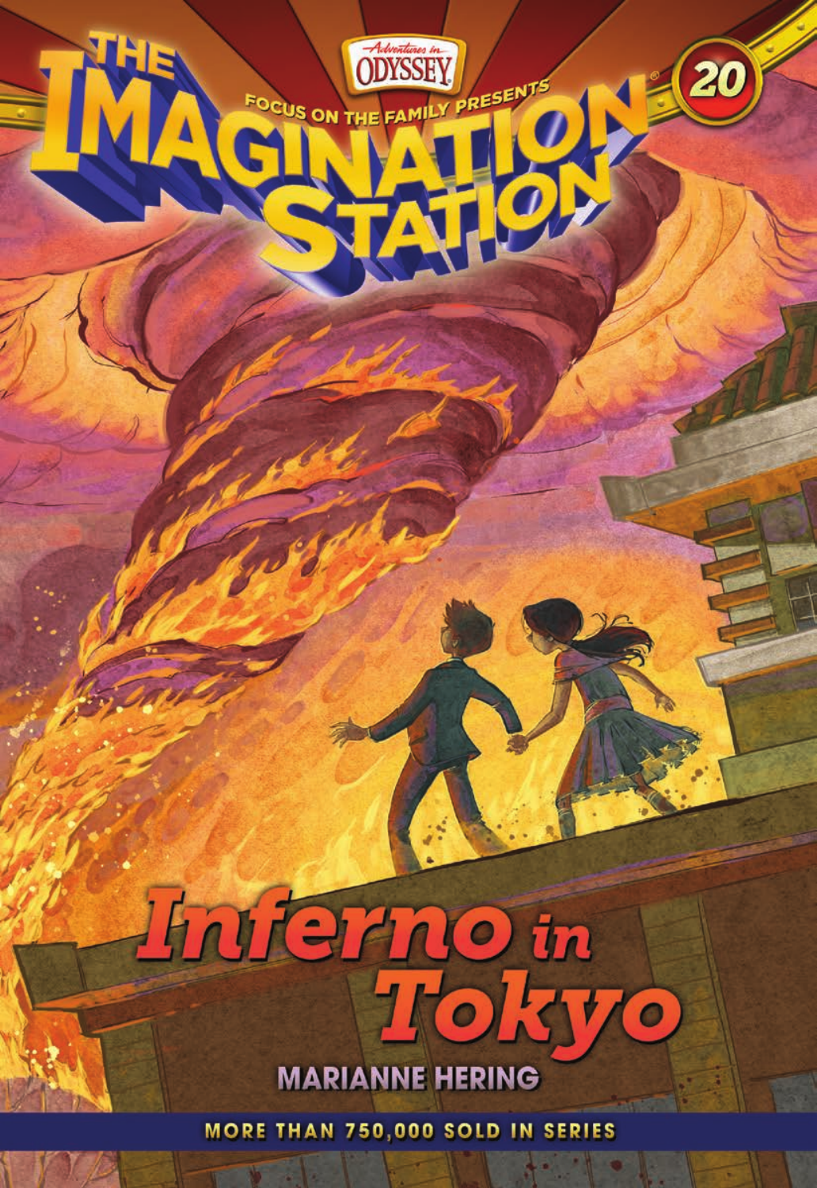*Adventures in* ODYSSEY

FOCUS ON THE FAMILY PRESENTS

# THE IMAGINATION STATION®

20

# Inferno in Tokyo

MARIANNE HERING

MORE THAN 750,000 SOLD IN SERIES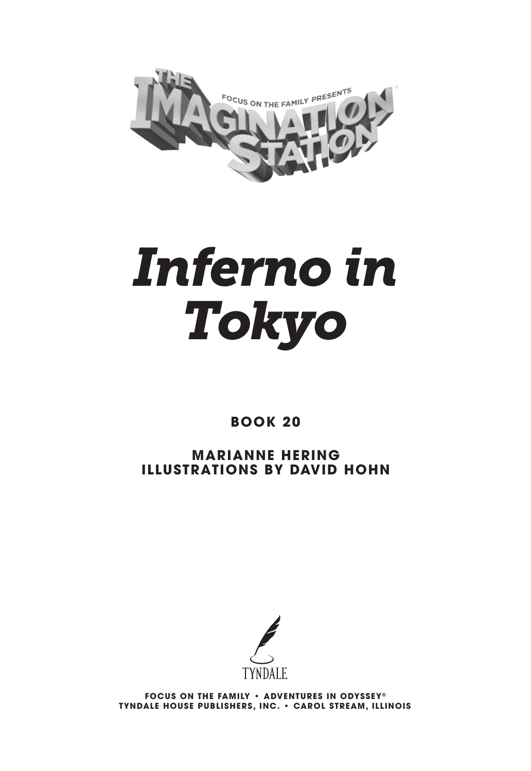THE IMAGINATION STATION®

FOCUS ON THE FAMILY PRESENTS

# *Inferno in Tokyo*

**BOOK 20**

**MARIANNE HERING**
**ILLUSTRATIONS BY DAVID HOHN**

TYNDALE

**FOCUS ON THE FAMILY • ADVENTURES IN ODYSSEY®**
**TYNDALE HOUSE PUBLISHERS, INC. • CAROL STREAM, ILLINOIS**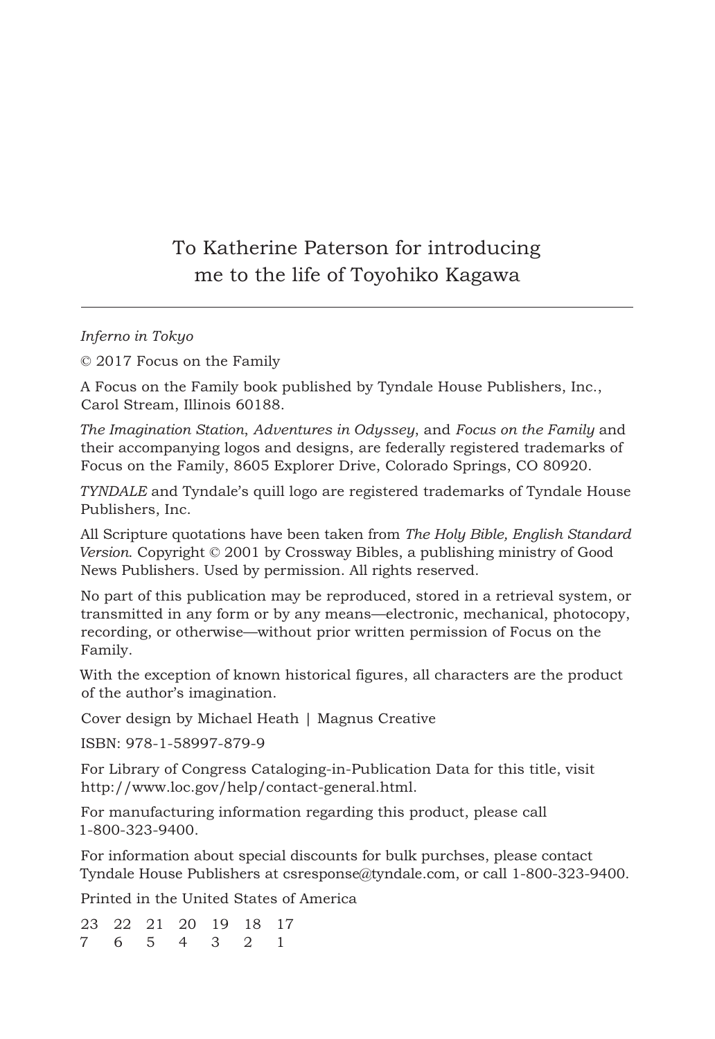To Katherine Paterson for introducing
me to the life of Toyohiko Kagawa

---

*Inferno in Tokyo*

© 2017 Focus on the Family

A Focus on the Family book published by Tyndale House Publishers, Inc., Carol Stream, Illinois 60188.

*The Imagination Station*, *Adventures in Odyssey*, and *Focus on the Family* and their accompanying logos and designs, are federally registered trademarks of Focus on the Family, 8605 Explorer Drive, Colorado Springs, CO 80920.

*TYNDALE* and Tyndale's quill logo are registered trademarks of Tyndale House Publishers, Inc.

All Scripture quotations have been taken from *The Holy Bible, English Standard Version*. Copyright © 2001 by Crossway Bibles, a publishing ministry of Good News Publishers. Used by permission. All rights reserved.

No part of this publication may be reproduced, stored in a retrieval system, or transmitted in any form or by any means—electronic, mechanical, photocopy, recording, or otherwise—without prior written permission of Focus on the Family.

With the exception of known historical figures, all characters are the product of the author's imagination.

Cover design by Michael Heath | Magnus Creative

ISBN: 978-1-58997-879-9

For Library of Congress Cataloging-in-Publication Data for this title, visit http://www.loc.gov/help/contact-general.html.

For manufacturing information regarding this product, please call 1-800-323-9400.

For information about special discounts for bulk purchses, please contact Tyndale House Publishers at csresponse@tyndale.com, or call 1-800-323-9400.

Printed in the United States of America

23 22 21 20 19 18 17
7 6 5 4 3 2 1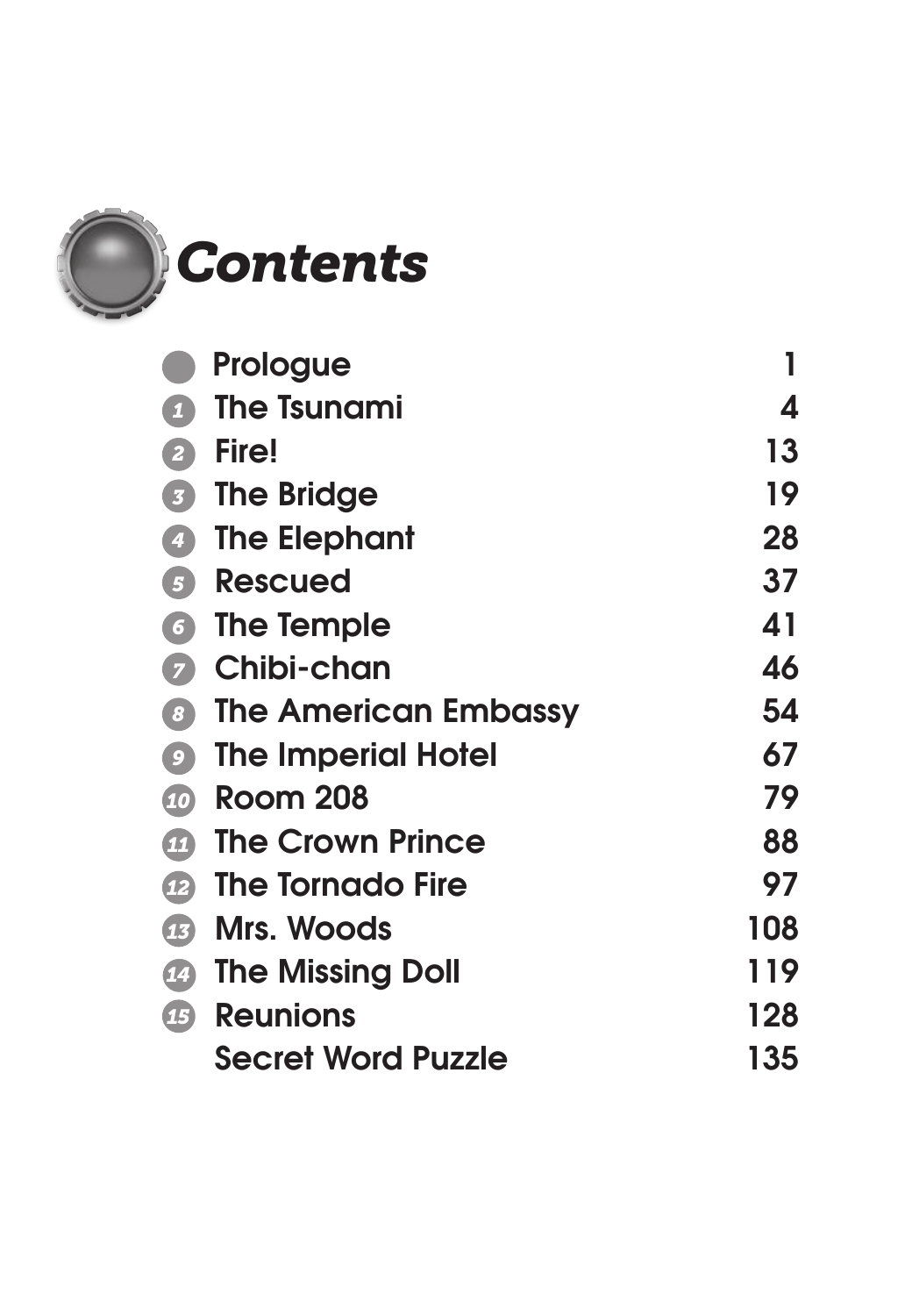# Contents

| | | |
|---|---|---:|
| | Prologue | 1 |
| 1 | The Tsunami | 4 |
| 2 | Fire! | 13 |
| 3 | The Bridge | 19 |
| 4 | The Elephant | 28 |
| 5 | Rescued | 37 |
| 6 | The Temple | 41 |
| 7 | Chibi-chan | 46 |
| 8 | The American Embassy | 54 |
| 9 | The Imperial Hotel | 67 |
| 10 | Room 208 | 79 |
| 11 | The Crown Prince | 88 |
| 12 | The Tornado Fire | 97 |
| 13 | Mrs. Woods | 108 |
| 14 | The Missing Doll | 119 |
| 15 | Reunions | 128 |
| | Secret Word Puzzle | 135 |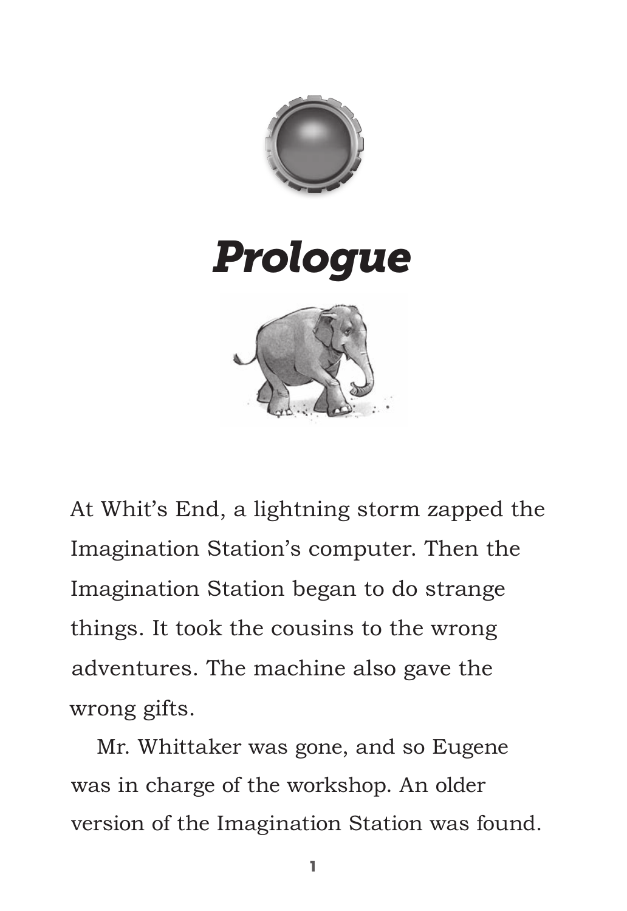# Prologue

At Whit's End, a lightning storm zapped the Imagination Station's computer. Then the Imagination Station began to do strange things. It took the cousins to the wrong adventures. The machine also gave the wrong gifts.

Mr. Whittaker was gone, and so Eugene was in charge of the workshop. An older version of the Imagination Station was found.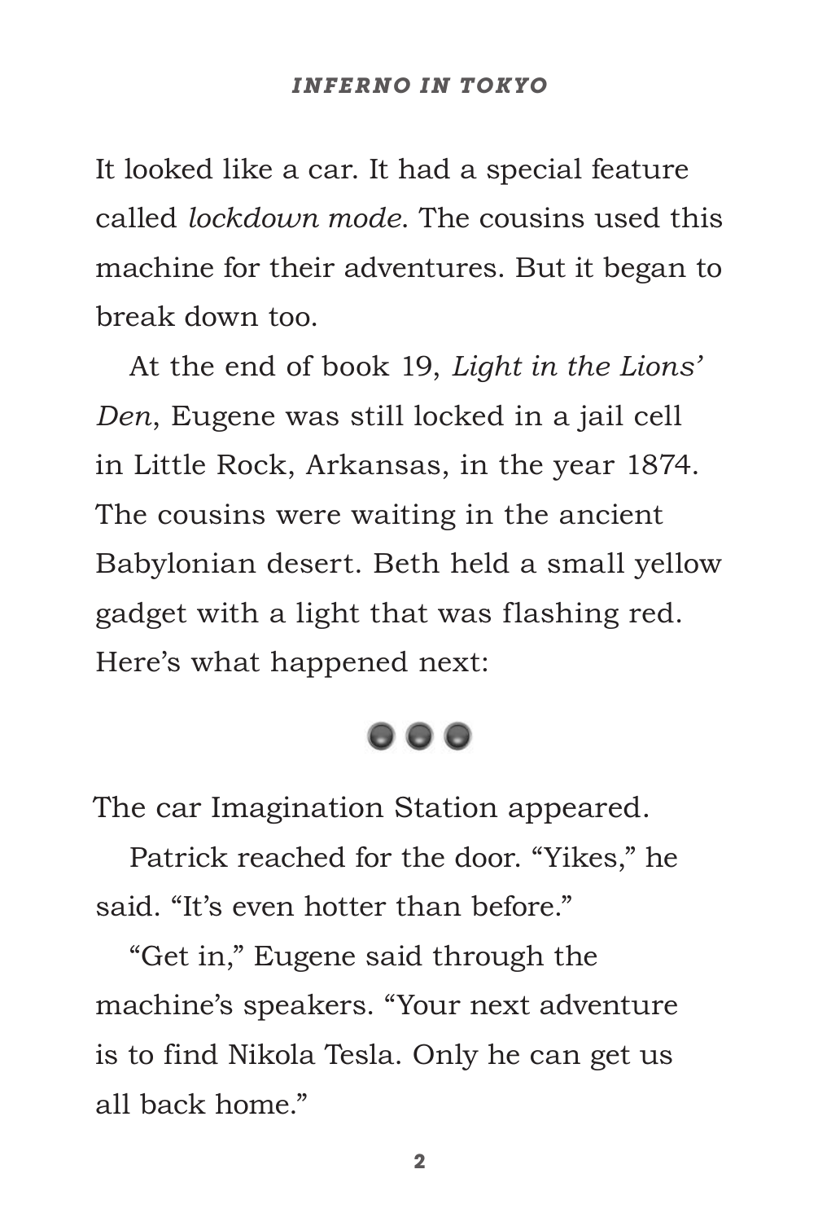It looked like a car. It had a special feature called *lockdown mode*. The cousins used this machine for their adventures. But it began to break down too.

At the end of book 19, *Light in the Lions' Den*, Eugene was still locked in a jail cell in Little Rock, Arkansas, in the year 1874. The cousins were waiting in the ancient Babylonian desert. Beth held a small yellow gadget with a light that was flashing red. Here's what happened next:

● ● ●

The car Imagination Station appeared.

Patrick reached for the door. "Yikes," he said. "It's even hotter than before."

"Get in," Eugene said through the machine's speakers. "Your next adventure is to find Nikola Tesla. Only he can get us all back home."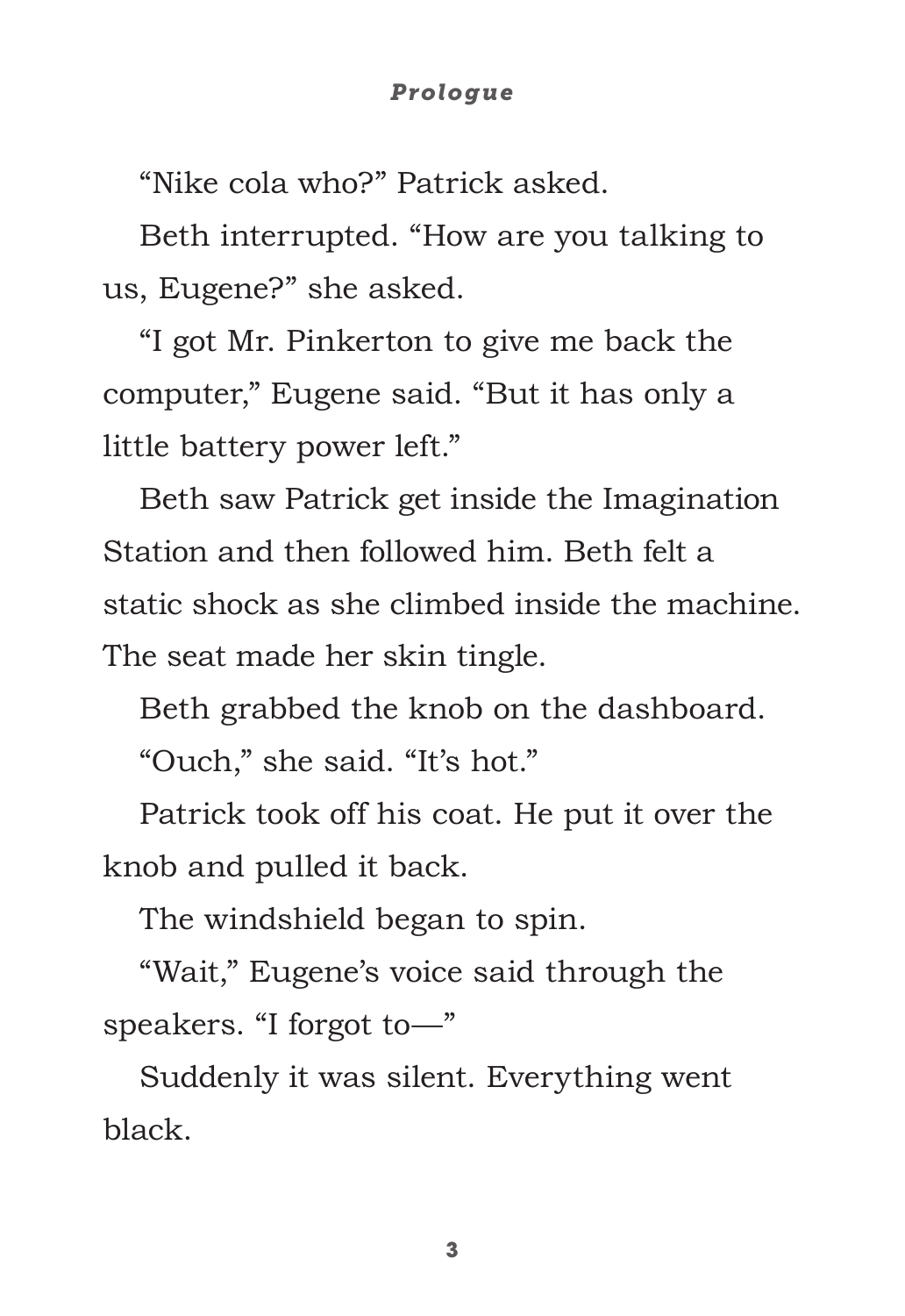"Nike cola who?" Patrick asked.

Beth interrupted. "How are you talking to us, Eugene?" she asked.

"I got Mr. Pinkerton to give me back the computer," Eugene said. "But it has only a little battery power left."

Beth saw Patrick get inside the Imagination Station and then followed him. Beth felt a static shock as she climbed inside the machine. The seat made her skin tingle.

Beth grabbed the knob on the dashboard.

"Ouch," she said. "It's hot."

Patrick took off his coat. He put it over the knob and pulled it back.

The windshield began to spin.

"Wait," Eugene's voice said through the speakers. "I forgot to—"

Suddenly it was silent. Everything went black.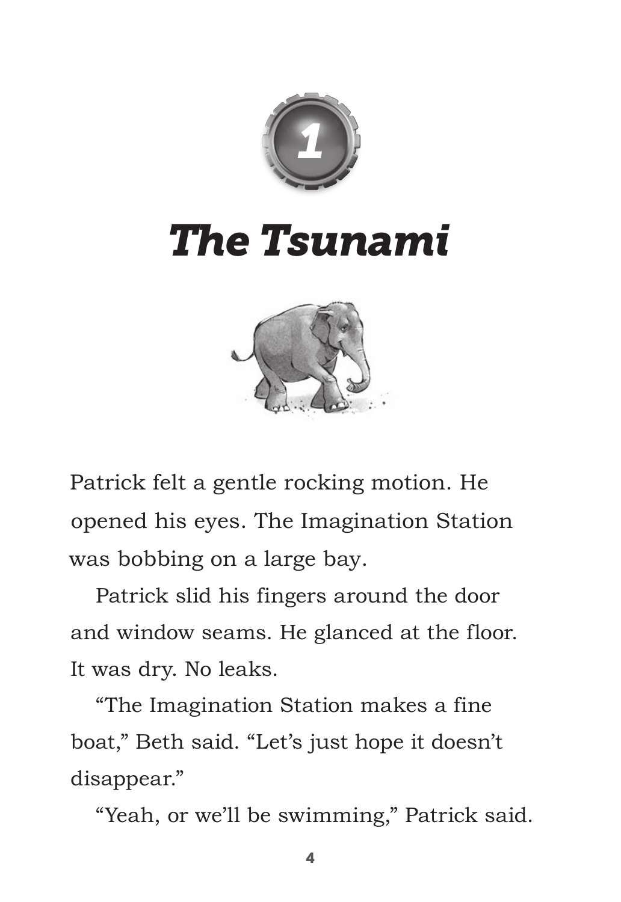# 1

# *The Tsunami*

Patrick felt a gentle rocking motion. He opened his eyes. The Imagination Station was bobbing on a large bay.

Patrick slid his fingers around the door and window seams. He glanced at the floor. It was dry. No leaks.

"The Imagination Station makes a fine boat," Beth said. "Let's just hope it doesn't disappear."

"Yeah, or we'll be swimming," Patrick said.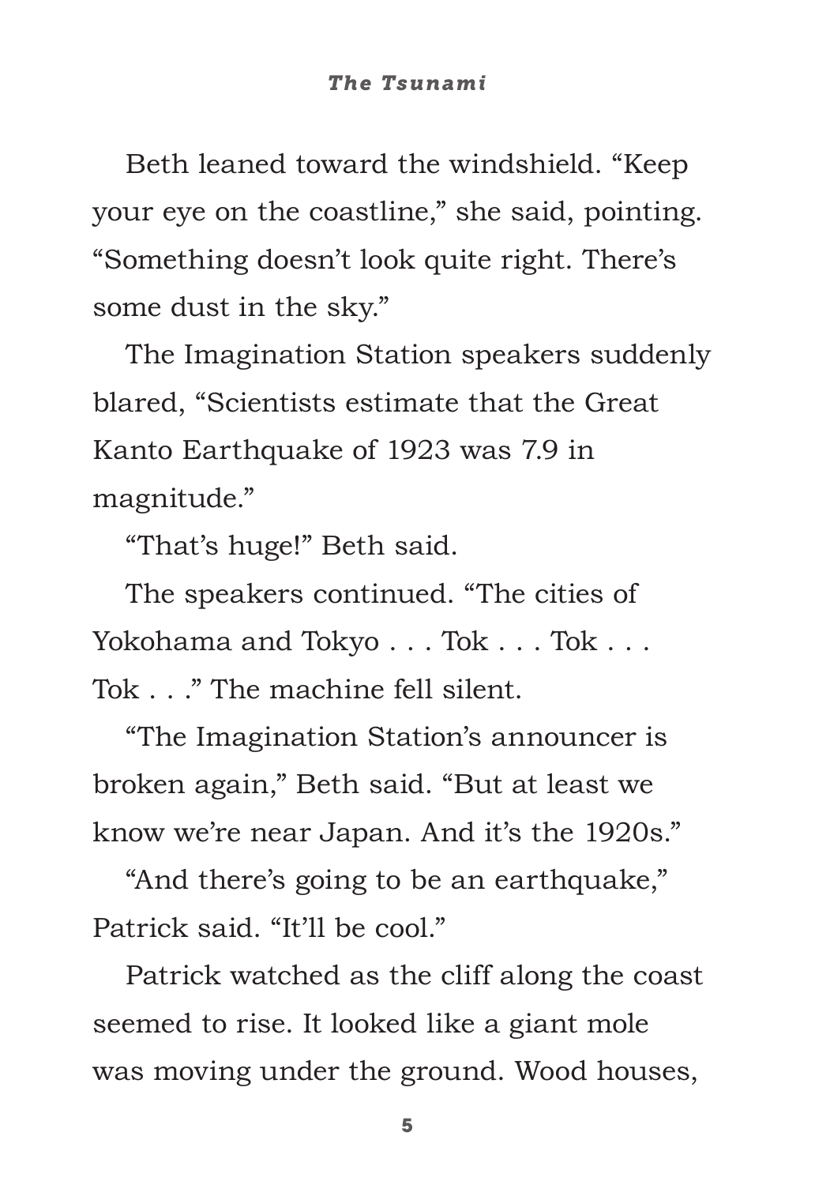Beth leaned toward the windshield. "Keep your eye on the coastline," she said, pointing. "Something doesn't look quite right. There's some dust in the sky."

The Imagination Station speakers suddenly blared, "Scientists estimate that the Great Kanto Earthquake of 1923 was 7.9 in magnitude."

"That's huge!" Beth said.

The speakers continued. "The cities of Yokohama and Tokyo . . . Tok . . . Tok . . . Tok . . ." The machine fell silent.

"The Imagination Station's announcer is broken again," Beth said. "But at least we know we're near Japan. And it's the 1920s."

"And there's going to be an earthquake," Patrick said. "It'll be cool."

Patrick watched as the cliff along the coast seemed to rise. It looked like a giant mole was moving under the ground. Wood houses,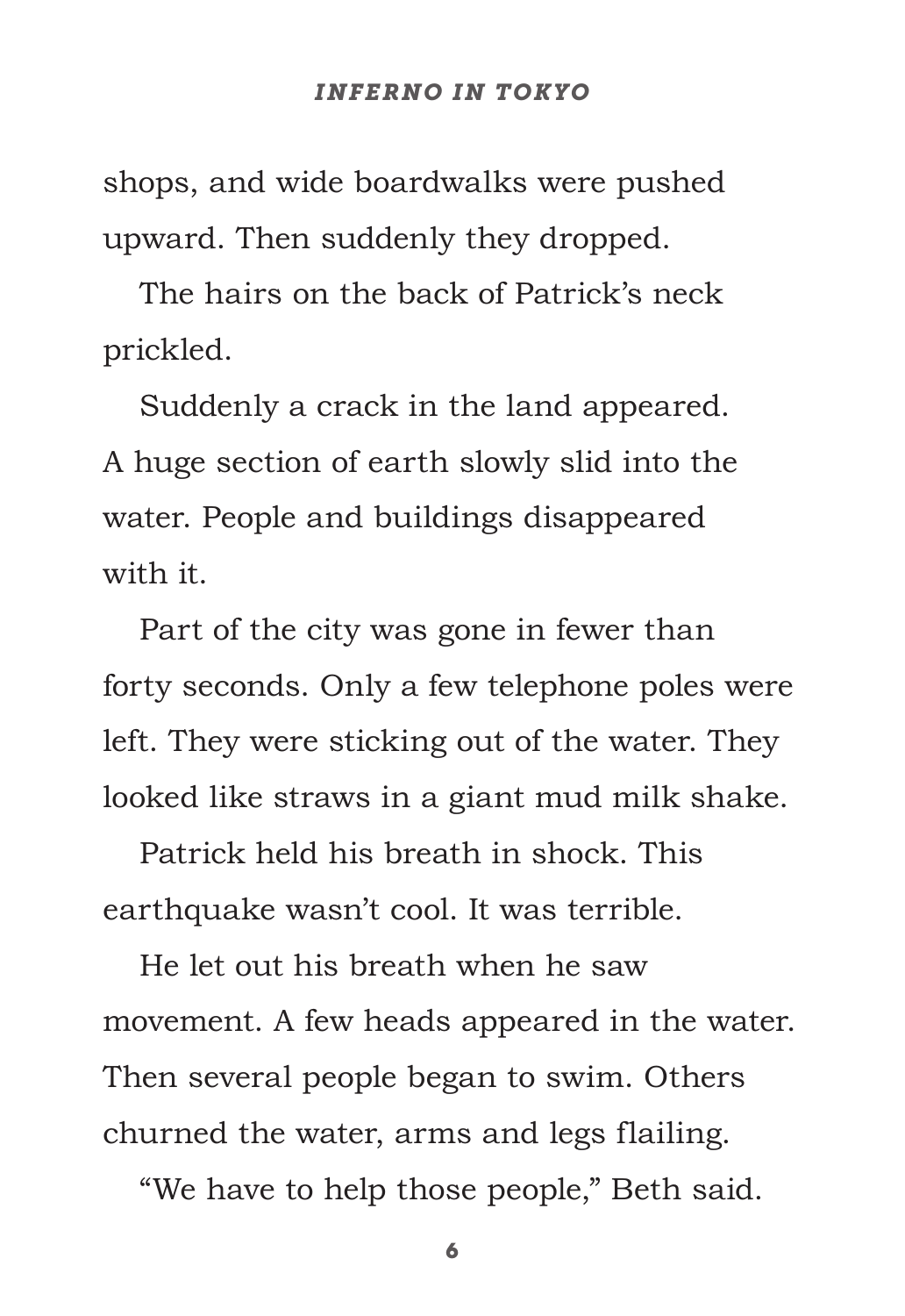shops, and wide boardwalks were pushed upward. Then suddenly they dropped.

The hairs on the back of Patrick's neck prickled.

Suddenly a crack in the land appeared. A huge section of earth slowly slid into the water. People and buildings disappeared with it.

Part of the city was gone in fewer than forty seconds. Only a few telephone poles were left. They were sticking out of the water. They looked like straws in a giant mud milk shake.

Patrick held his breath in shock. This earthquake wasn't cool. It was terrible.

He let out his breath when he saw movement. A few heads appeared in the water. Then several people began to swim. Others churned the water, arms and legs flailing.

"We have to help those people," Beth said.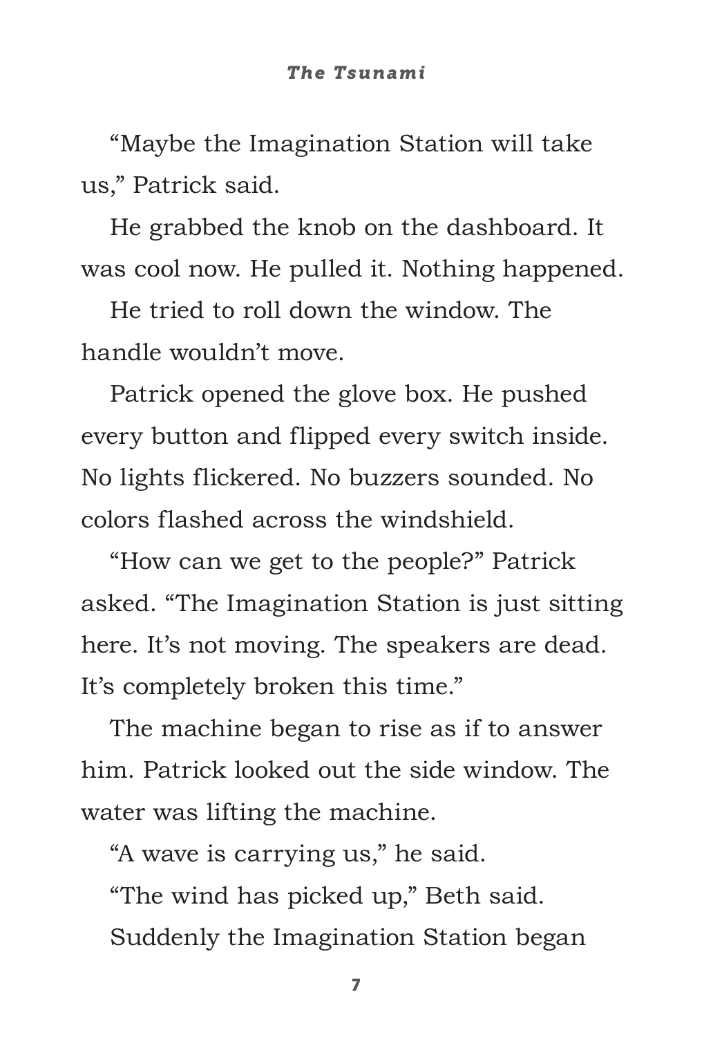“Maybe the Imagination Station will take us,” Patrick said.

He grabbed the knob on the dashboard. It was cool now. He pulled it. Nothing happened.

He tried to roll down the window. The handle wouldn’t move.

Patrick opened the glove box. He pushed every button and flipped every switch inside. No lights flickered. No buzzers sounded. No colors flashed across the windshield.

“How can we get to the people?” Patrick asked. “The Imagination Station is just sitting here. It’s not moving. The speakers are dead. It’s completely broken this time.”

The machine began to rise as if to answer him. Patrick looked out the side window. The water was lifting the machine.

“A wave is carrying us,” he said.

“The wind has picked up,” Beth said.

Suddenly the Imagination Station began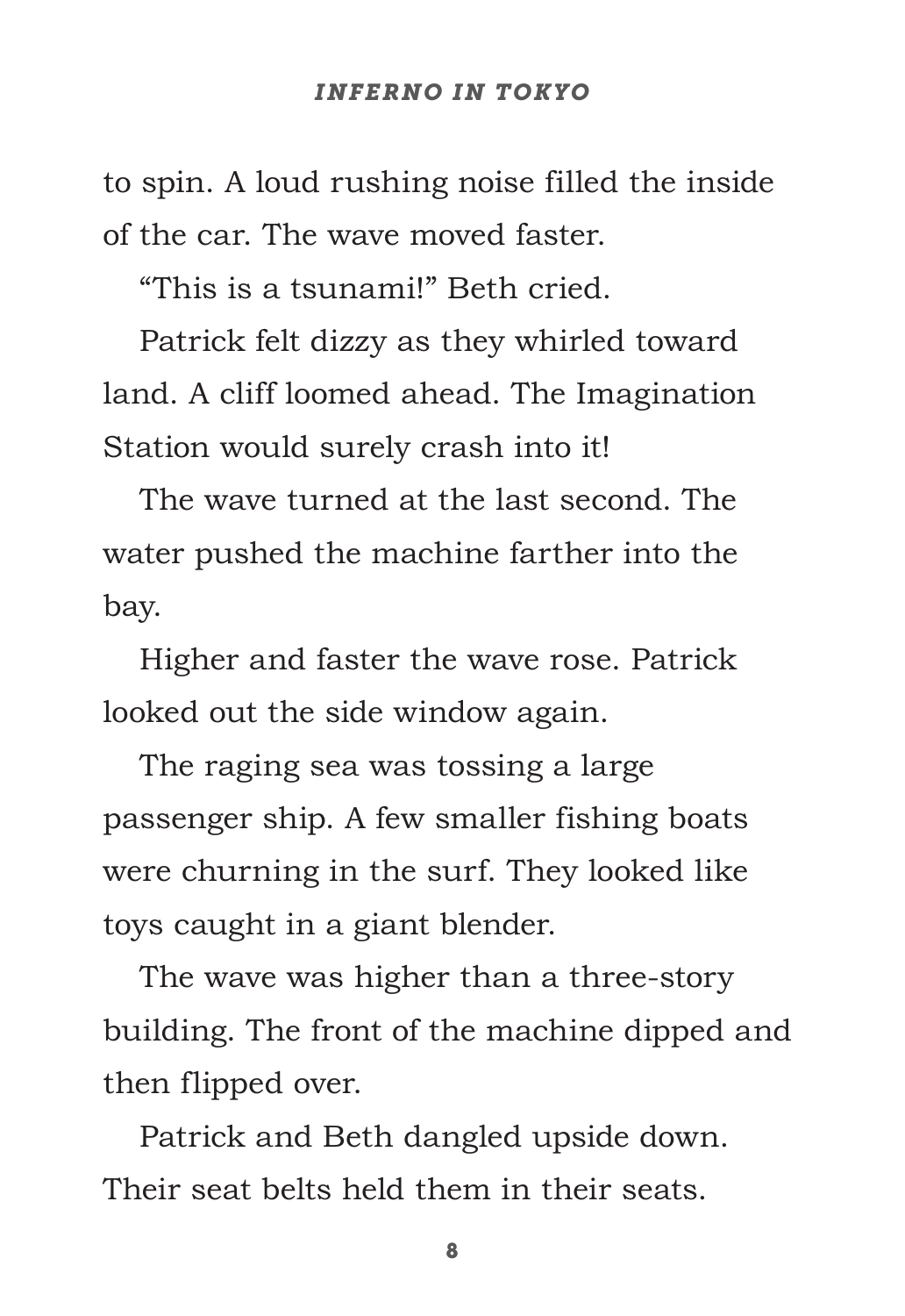to spin. A loud rushing noise filled the inside of the car. The wave moved faster.

"This is a tsunami!" Beth cried.

Patrick felt dizzy as they whirled toward land. A cliff loomed ahead. The Imagination Station would surely crash into it!

The wave turned at the last second. The water pushed the machine farther into the bay.

Higher and faster the wave rose. Patrick looked out the side window again.

The raging sea was tossing a large passenger ship. A few smaller fishing boats were churning in the surf. They looked like toys caught in a giant blender.

The wave was higher than a three-story building. The front of the machine dipped and then flipped over.

Patrick and Beth dangled upside down. Their seat belts held them in their seats.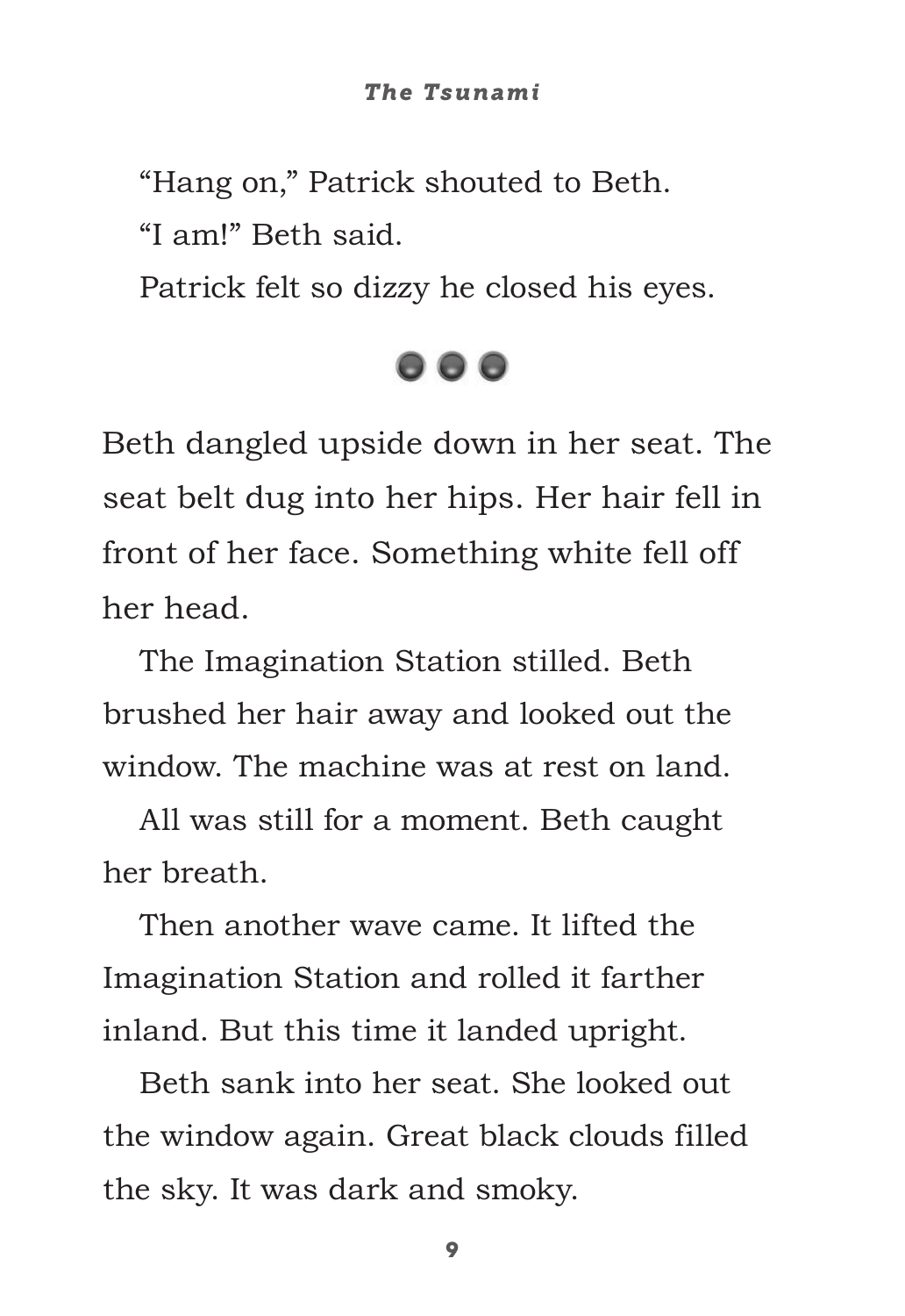"Hang on," Patrick shouted to Beth.

"I am!" Beth said.

Patrick felt so dizzy he closed his eyes.

● ● ●

Beth dangled upside down in her seat. The seat belt dug into her hips. Her hair fell in front of her face. Something white fell off her head.

The Imagination Station stilled. Beth brushed her hair away and looked out the window. The machine was at rest on land.

All was still for a moment. Beth caught her breath.

Then another wave came. It lifted the Imagination Station and rolled it farther inland. But this time it landed upright.

Beth sank into her seat. She looked out the window again. Great black clouds filled the sky. It was dark and smoky.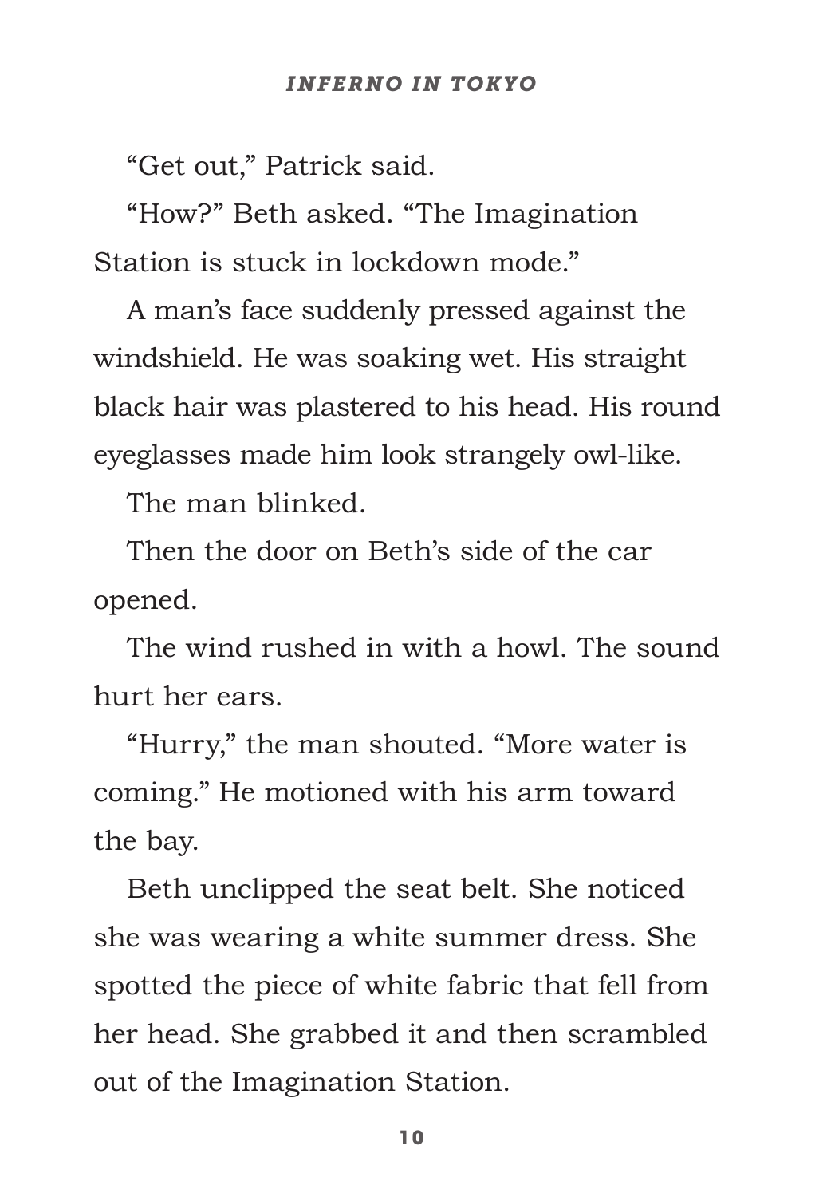"Get out," Patrick said.

"How?" Beth asked. "The Imagination Station is stuck in lockdown mode."

A man's face suddenly pressed against the windshield. He was soaking wet. His straight black hair was plastered to his head. His round eyeglasses made him look strangely owl-like.

The man blinked.

Then the door on Beth's side of the car opened.

The wind rushed in with a howl. The sound hurt her ears.

"Hurry," the man shouted. "More water is coming." He motioned with his arm toward the bay.

Beth unclipped the seat belt. She noticed she was wearing a white summer dress. She spotted the piece of white fabric that fell from her head. She grabbed it and then scrambled out of the Imagination Station.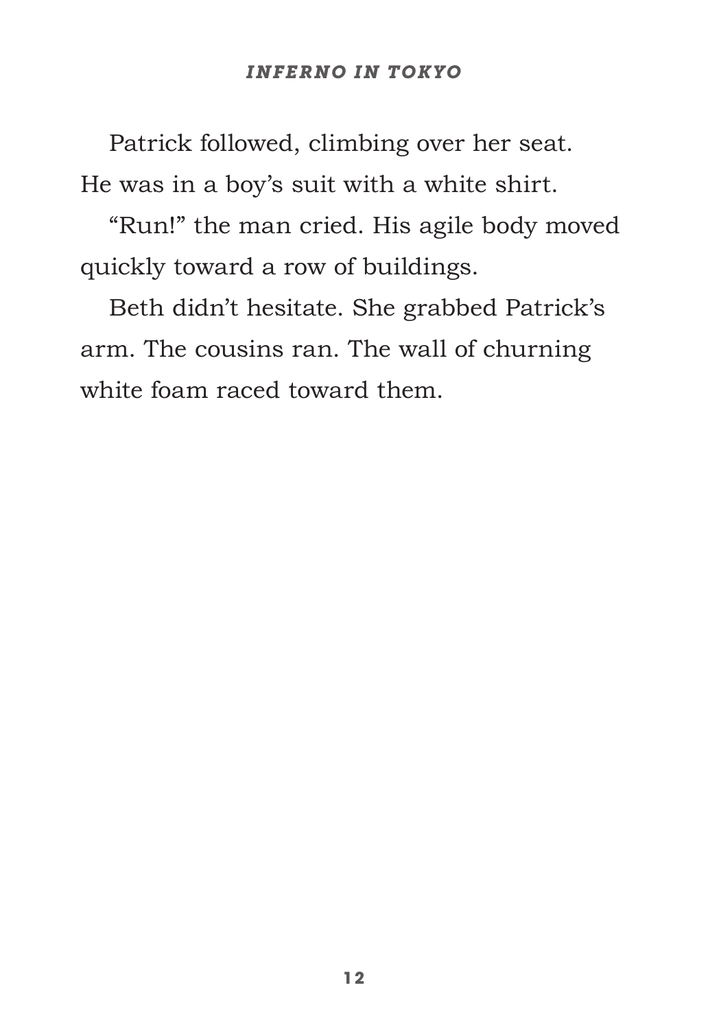Patrick followed, climbing over her seat. He was in a boy's suit with a white shirt.

"Run!" the man cried. His agile body moved quickly toward a row of buildings.

Beth didn't hesitate. She grabbed Patrick's arm. The cousins ran. The wall of churning white foam raced toward them.